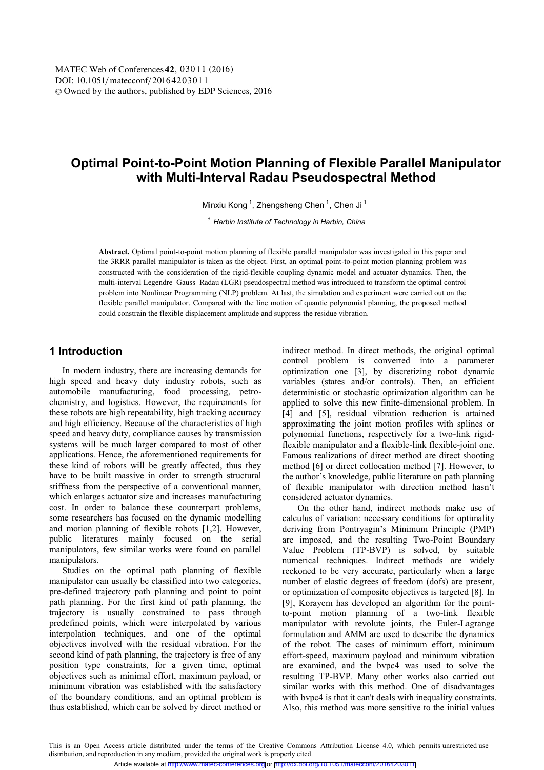# Optimal Point-to-Point Motion Planning of Flexible Parallel Manipulator with Multi-Interval Radau Pseudospectral Method

Minxiu Kong [1], Zhengsheng Chen [1], Chen Ji [1]

[1] *Harbin Institute of Technology in Harbin, China*

**Abstract.** Optimal point-to-point motion planning of flexible parallel manipulator was investigated in this paper and the 3RRR parallel manipulator is taken as the object. First, an optimal point-to-point motion planning problem was constructed with the consideration of the rigid-flexible coupling dynamic model and actuator dynamics. Then, the multi-interval Legendre–Gauss–Radau (LGR) pseudospectral method was introduced to transform the optimal control problem into Nonlinear Programming (NLP) problem. At last, the simulation and experiment were carried out on the flexible parallel manipulator. Compared with the line motion of quantic polynomial planning, the proposed method could constrain the flexible displacement amplitude and suppress the residue vibration.

## 1 Introduction

In modern industry, there are increasing demands for high speed and heavy duty industry robots, such as automobile manufacturing, food processing, petro-chemistry, and logistics. However, the requirements for these robots are high repeatability, high tracking accuracy and high efficiency. Because of the characteristics of high speed and heavy duty, compliance causes by transmission systems will be much larger compared to most of other applications. Hence, the aforementioned requirements for these kind of robots will be greatly affected, thus they have to be built massive in order to strength structural stiffness from the perspective of a conventional manner, which enlarges actuator size and increases manufacturing cost. In order to balance these counterpart problems, some researchers has focused on the dynamic modelling and motion planning of flexible robots [1,2]. However, public literatures mainly focused on the serial manipulators, few similar works were found on parallel manipulators.

Studies on the optimal path planning of flexible manipulator can usually be classified into two categories, pre-defined trajectory path planning and point to point path planning. For the first kind of path planning, the trajectory is usually constrained to pass through predefined points, which were interpolated by various interpolation techniques, and one of the optimal objectives involved with the residual vibration. For the second kind of path planning, the trajectory is free of any position type constraints, for a given time, optimal objectives such as minimal effort, maximum payload, or minimum vibration was established with the satisfactory of the boundary conditions, and an optimal problem is thus established, which can be solved by direct method or indirect method. In direct methods, the original optimal control problem is converted into a parameter optimization one [3], by discretizing robot dynamic variables (states and/or controls). Then, an efficient deterministic or stochastic optimization algorithm can be applied to solve this new finite-dimensional problem. In [4] and [5], residual vibration reduction is attained approximating the joint motion profiles with splines or polynomial functions, respectively for a two-link rigid-flexible manipulator and a flexible-link flexible-joint one. Famous realizations of direct method are direct shooting method [6] or direct collocation method [7]. However, to the author's knowledge, public literature on path planning of flexible manipulator with direction method hasn't considered actuator dynamics.

On the other hand, indirect methods make use of calculus of variation: necessary conditions for optimality deriving from Pontryagin's Minimum Principle (PMP) are imposed, and the resulting Two-Point Boundary Value Problem (TP-BVP) is solved, by suitable numerical techniques. Indirect methods are widely reckoned to be very accurate, particularly when a large number of elastic degrees of freedom (dofs) are present, or optimization of composite objectives is targeted [8]. In [9], Korayem has developed an algorithm for the point-to-point motion planning of a two-link flexible manipulator with revolute joints, the Euler-Lagrange formulation and AMM are used to describe the dynamics of the robot. The cases of minimum effort, minimum effort-speed, maximum payload and minimum vibration are examined, and the bvpc4 was used to solve the resulting TP-BVP. Many other works also carried out similar works with this method. One of disadvantages with bvpc4 is that it can't deals with inequality constraints. Also, this method was more sensitive to the initial values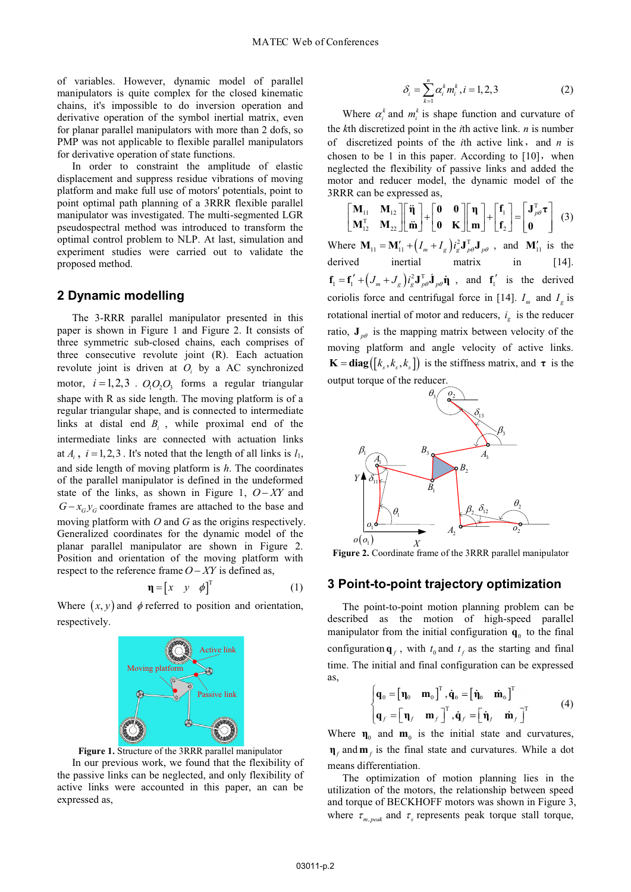of variables. However, dynamic model of parallel manipulators is quite complex for the closed kinematic chains, it's impossible to do inversion operation and derivative operation of the symbol inertial matrix, even for planar parallel manipulators with more than 2 dofs, so PMP was not applicable to flexible parallel manipulators for derivative operation of state functions.

In order to constraint the amplitude of elastic displacement and suppress residue vibrations of moving platform and make full use of motors' potentials, point to point optimal path planning of a 3RRR flexible parallel manipulator was investigated. The multi-segmented LGR pseudospectral method was introduced to transform the optimal control problem to NLP. At last, simulation and experiment studies were carried out to validate the proposed method.

## 2 Dynamic modelling

The 3-RRR parallel manipulator presented in this paper is shown in Figure 1 and Figure 2. It consists of three symmetric sub-closed chains, each comprises of three consecutive revolute joint (R). Each actuation revolute joint is driven at $O_i$ by a AC synchronized motor, $i=1,2,3$. $O_1O_2O_3$ forms a regular triangular shape with R as side length. The moving platform is of a regular triangular shape, and is connected to intermediate links at distal end $B_i$, while proximal end of the intermediate links are connected with actuation links at $A_i$, $i=1,2,3$. It's noted that the length of all links is $l_1$, and side length of moving platform is $h$. The coordinates of the parallel manipulator is defined in the undeformed state of the links, as shown in Figure 1, $O-XY$ and $G-x_G y_G$ coordinate frames are attached to the base and moving platform with $O$ and $G$ as the origins respectively. Generalized coordinates for the dynamic model of the planar parallel manipulator are shown in Figure 2. Position and orientation of the moving platform with respect to the reference frame $O-XY$ is defined as,

$$\boldsymbol{\eta}=\begin{bmatrix} x & y & \phi \end{bmatrix}^{\mathrm{T}} \tag{1}$$

Where $(x, y)$ and $\phi$ referred to position and orientation, respectively.

Figure 1. Structure of the 3RRR parallel manipulator

In our previous work, we found that the flexibility of the passive links can be neglected, and only flexibility of active links were accounted in this paper, an can be expressed as,

$$\delta_i=\sum_{k=1}^{n}\alpha_i^k m_i^k, i=1,2,3 \tag{2}$$

Where $\alpha_i^k$ and $m_i^k$ is shape function and curvature of the $k$th discretized point in the $i$th active link. $n$ is number of discretized points of the $i$th active link, and $n$ is chosen to be 1 in this paper. According to [10], when neglected the flexibility of passive links and added the motor and reducer model, the dynamic model of the 3RRR can be expressed as,

$$\begin{bmatrix} \mathbf{M}_{11} & \mathbf{M}_{12} \\ \mathbf{M}_{12}^{\mathrm{T}} & \mathbf{M}_{22} \end{bmatrix}\begin{bmatrix} \ddot{\boldsymbol{\eta}} \\ \ddot{\mathbf{m}} \end{bmatrix}+\begin{bmatrix} \mathbf{0} & \mathbf{0} \\ \mathbf{0} & \mathbf{K} \end{bmatrix}\begin{bmatrix} \boldsymbol{\eta} \\ \mathbf{m} \end{bmatrix}+\begin{bmatrix} \mathbf{f}_1 \\ \mathbf{f}_2 \end{bmatrix}=\begin{bmatrix} \mathbf{J}_{p\theta}^{\mathrm{T}}\boldsymbol{\tau} \\ \mathbf{0} \end{bmatrix} \tag{3}$$

Where $\mathbf{M}_{11}=\mathbf{M}_{11}'+\left(I_m+I_g\right)i_g^2\mathbf{J}_{p\theta}^{\mathrm{T}}\mathbf{J}_{p\theta}$, and $\mathbf{M}_{11}'$ is the derived inertial matrix in [14]. $\mathbf{f}_1=\mathbf{f}_1'+\left(J_m+J_g\right)i_g^2\mathbf{J}_{p\theta}^{\mathrm{T}}\dot{\mathbf{J}}_{p\theta}\dot{\boldsymbol{\eta}}$, and $\mathbf{f}_1'$ is the derived coriolis force and centrifugal force in [14]. $I_m$ and $I_g$ is rotational inertial of motor and reducers, $i_g$ is the reducer ratio, $\mathbf{J}_{p\theta}$ is the mapping matrix between velocity of the moving platform and angle velocity of active links. $\mathbf{K}=\mathbf{diag}\left(\left[k_s, k_s, k_s\right]\right)$ is the stiffness matrix, and $\boldsymbol{\tau}$ is the output torque of the reducer.

**Figure 2.** Coordinate frame of the 3RRR parallel manipulator

## 3 Point-to-point trajectory optimization

The point-to-point motion planning problem can be described as the motion of high-speed parallel manipulator from the initial configuration $\mathbf{q}_0$ to the final configuration $\mathbf{q}_f$, with $t_0$ and $t_f$ as the starting and final time. The initial and final configuration can be expressed as,

$$\begin{cases} \mathbf{q}_0=\begin{bmatrix} \boldsymbol{\eta}_0 & \mathbf{m}_0 \end{bmatrix}^{\mathrm{T}}, \dot{\mathbf{q}}_0=\begin{bmatrix} \dot{\boldsymbol{\eta}}_0 & \dot{\mathbf{m}}_0 \end{bmatrix}^{\mathrm{T}} \\ \mathbf{q}_f=\begin{bmatrix} \boldsymbol{\eta}_f & \mathbf{m}_f \end{bmatrix}^{\mathrm{T}}, \dot{\mathbf{q}}_f=\begin{bmatrix} \dot{\boldsymbol{\eta}}_f & \dot{\mathbf{m}}_f \end{bmatrix}^{\mathrm{T}} \end{cases} \tag{4}$$

Where $\boldsymbol{\eta}_0$ and $\mathbf{m}_0$ is the initial state and curvatures, $\boldsymbol{\eta}_f$ and $\mathbf{m}_f$ is the final state and curvatures. While a dot means differentiation.

The optimization of motion planning lies in the utilization of the motors, the relationship between speed and torque of BECKHOFF motors was shown in Figure 3, where $\tau_{m,peak}$ and $\tau_s$ represents peak torque stall torque,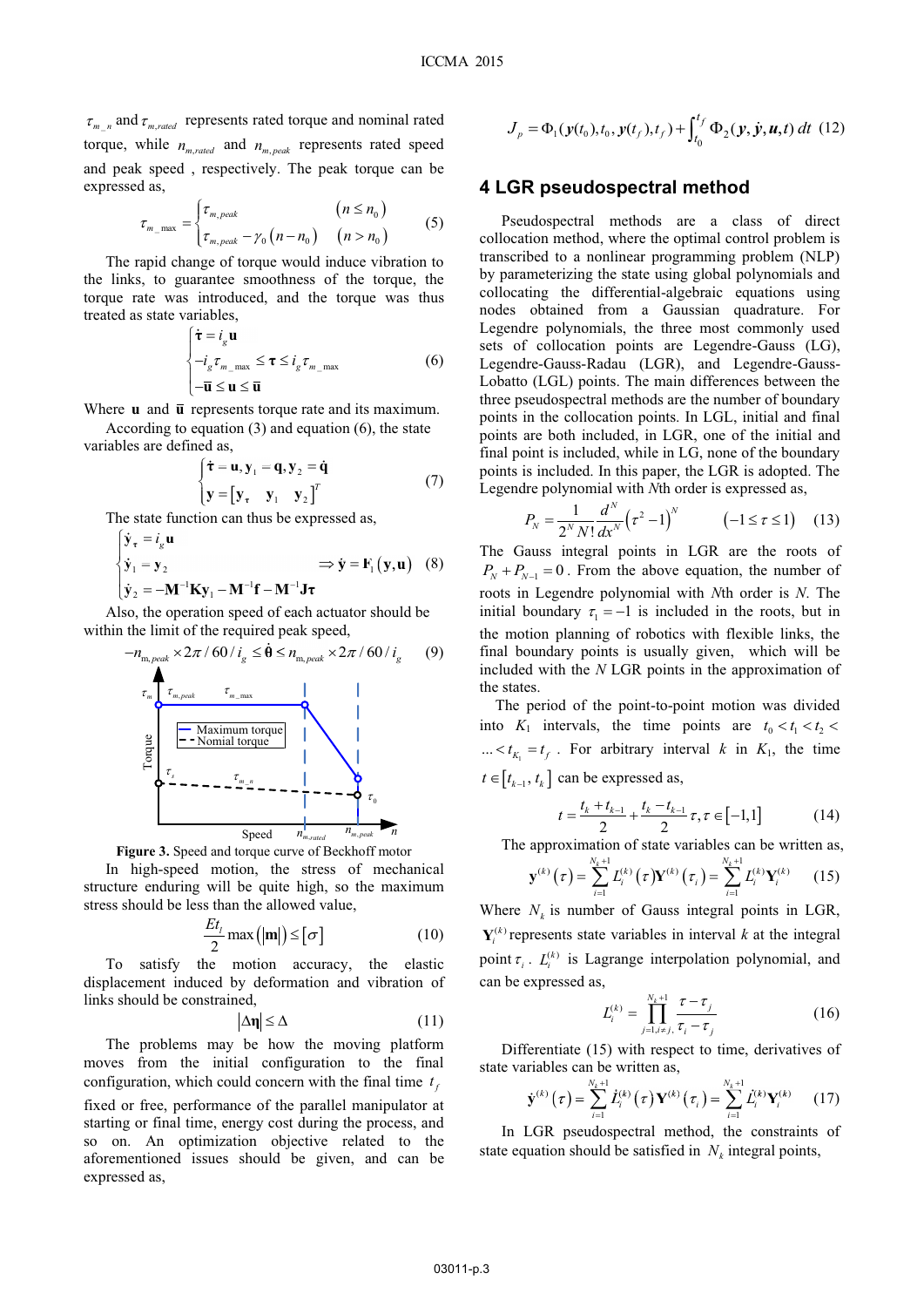$\tau_{m\_n}$ and $\tau_{m,rated}$ represents rated torque and nominal rated torque, while $n_{m,rated}$ and $n_{m,peak}$ represents rated speed and peak speed , respectively. The peak torque can be expressed as,

$$\tau_{m\_\max} = \begin{cases} \tau_{m,peak} & (n \le n_0) \\ \tau_{m,peak} - \gamma_0 (n - n_0) & (n > n_0) \end{cases} \tag{5}$$

The rapid change of torque would induce vibration to the links, to guarantee smoothness of the torque, the torque rate was introduced, and the torque was thus treated as state variables,

$$\begin{cases} \dot{\boldsymbol{\tau}} = i_g \mathbf{u} \\ -i_g \tau_{m\_\max} \le \boldsymbol{\tau} \le i_g \tau_{m\_\max} \\ -\bar{\mathbf{u}} \le \mathbf{u} \le \bar{\mathbf{u}} \end{cases} \tag{6}$$

Where $\mathbf{u}$ and $\bar{\mathbf{u}}$ represents torque rate and its maximum.

According to equation (3) and equation (6), the state variables are defined as,

$$\begin{cases} \dot{\boldsymbol{\tau}} = \mathbf{u}, \mathbf{y}_1 = \mathbf{q}, \mathbf{y}_2 = \dot{\mathbf{q}} \\ \mathbf{y} = \begin{bmatrix} \mathbf{y}_{\boldsymbol{\tau}} & \mathbf{y}_1 & \mathbf{y}_2 \end{bmatrix}^T \end{cases} \tag{7}$$

The state function can thus be expressed as,

$$\begin{cases} \dot{\mathbf{y}}_{\boldsymbol{\tau}} = i_g \mathbf{u} \\ \dot{\mathbf{y}}_1 = \mathbf{y}_2 \\ \dot{\mathbf{y}}_2 = -\mathbf{M}^{-1}\mathbf{K}\mathbf{y}_1 - \mathbf{M}^{-1}\mathbf{f} - \mathbf{M}^{-1}\mathbf{J}\boldsymbol{\tau} \end{cases} \Rightarrow \dot{\mathbf{y}} = \mathbf{F}_1(\mathbf{y}, \mathbf{u}) \tag{8}$$

Also, the operation speed of each actuator should be within the limit of the required peak speed,

$$-n_{m,peak} \times 2\pi / 60 / i_g \le \dot{\boldsymbol{\theta}} \le n_{m,peak} \times 2\pi / 60 / i_g \tag{9}$$

**Figure 3.** Speed and torque curve of Beckhoff motor

In high-speed motion, the stress of mechanical structure enduring will be quite high, so the maximum stress should be less than the allowed value,

$$\frac{Et_l}{2} \max(|\mathbf{m}|) \le [\sigma] \tag{10}$$

To satisfy the motion accuracy, the elastic displacement induced by deformation and vibration of links should be constrained,

$$|\Delta \boldsymbol{\eta}| \le \Delta \tag{11}$$

The problems may be how the moving platform moves from the initial configuration to the final configuration, which could concern with the final time $t_f$ fixed or free, performance of the parallel manipulator at starting or final time, energy cost during the process, and so on. An optimization objective related to the aforementioned issues should be given, and can be expressed as,

$$J_p = \Phi_1(\boldsymbol{y}(t_0), t_0, \boldsymbol{y}(t_f), t_f) + \int_{t_0}^{t_f} \Phi_2(\boldsymbol{y}, \dot{\boldsymbol{y}}, \boldsymbol{u}, t)\, dt \tag{12}$$

## 4 LGR pseudospectral method

Pseudospectral methods are a class of direct collocation method, where the optimal control problem is transcribed to a nonlinear programming problem (NLP) by parameterizing the state using global polynomials and collocating the differential-algebraic equations using nodes obtained from a Gaussian quadrature. For Legendre polynomials, the three most commonly used sets of collocation points are Legendre-Gauss (LG), Legendre-Gauss-Radau (LGR), and Legendre-Gauss-Lobatto (LGL) points. The main differences between the three pseudospectral methods are the number of boundary points in the collocation points. In LGL, initial and final points are both included, in LGR, one of the initial and final point is included, while in LG, none of the boundary points is included. In this paper, the LGR is adopted. The Legendre polynomial with *N*th order is expressed as,

$$P_N = \frac{1}{2^N N!} \frac{d^N}{dx^N} (\tau^2 - 1)^N \qquad (-1 \le \tau \le 1) \tag{13}$$

The Gauss integral points in LGR are the roots of $P_N + P_{N-1} = 0$. From the above equation, the number of roots in Legendre polynomial with *N*th order is *N*. The initial boundary $\tau_1 = -1$ is included in the roots, but in the motion planning of robotics with flexible links, the final boundary points is usually given, which will be included with the *N* LGR points in the approximation of the states.

The period of the point-to-point motion was divided into $K_1$ intervals, the time points are $t_0 < t_1 < t_2 < \ldots < t_{K_1} = t_f$. For arbitrary interval *k* in $K_1$, the time $t \in [t_{k-1}, t_k]$ can be expressed as,

$$t = \frac{t_k + t_{k-1}}{2} + \frac{t_k - t_{k-1}}{2}\tau, \tau \in [-1, 1] \tag{14}$$

The approximation of state variables can be written as,

$$\mathbf{y}^{(k)}(\tau) = \sum_{i=1}^{N_k+1} L_i^{(k)}(\tau) \mathbf{Y}^{(k)}(\tau_i) = \sum_{i=1}^{N_k+1} L_i^{(k)} \mathbf{Y}_i^{(k)} \tag{15}$$

Where $N_k$ is number of Gauss integral points in LGR, $\mathbf{Y}_i^{(k)}$ represents state variables in interval *k* at the integral point $\tau_i$. $L_i^{(k)}$ is Lagrange interpolation polynomial, and can be expressed as,

$$L_i^{(k)} = \prod_{j=1, i \ne j}^{N_k+1} \frac{\tau - \tau_j}{\tau_i - \tau_j} \tag{16}$$

Differentiate (15) with respect to time, derivatives of state variables can be written as,

$$\dot{\mathbf{y}}^{(k)}(\tau) = \sum_{i=1}^{N_k+1} \dot{L}_i^{(k)}(\tau) \mathbf{Y}^{(k)}(\tau_i) = \sum_{i=1}^{N_k+1} \dot{L}_i^{(k)} \mathbf{Y}_i^{(k)} \tag{17}$$

In LGR pseudospectral method, the constraints of state equation should be satisfied in $N_k$ integral points,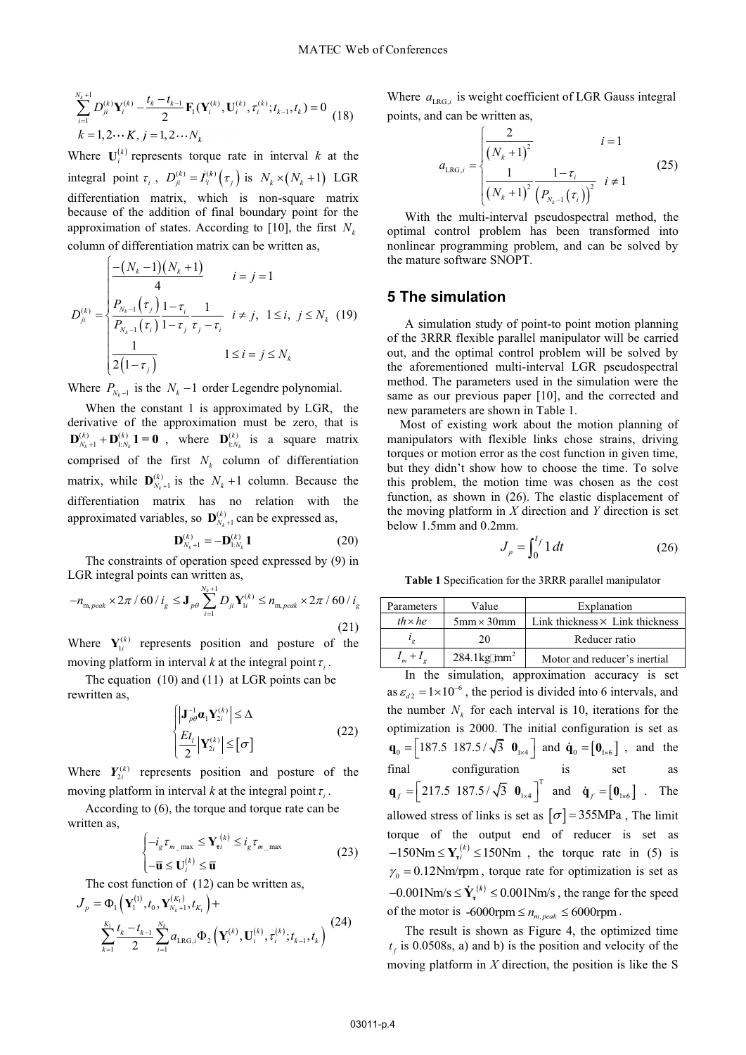$$\sum_{i=1}^{N_k+1} D_{ji}^{(k)} \mathbf{Y}_i^{(k)} - \frac{t_k - t_{k-1}}{2} \mathbf{F}_1(\mathbf{Y}_i^{(k)}, \mathbf{U}_i^{(k)}, \tau_i^{(k)}; t_{k-1}, t_k) = 0 \quad (18)$$
$$k = 1, 2 \cdots K, j = 1, 2 \cdots N_k$$

Where $\mathbf{U}_i^{(k)}$ represents torque rate in interval $k$ at the integral point $\tau_i$, $D_{ji}^{(k)} = \dot{I}_i^{(k)}(\tau_j)$ is $N_k \times (N_k + 1)$ LGR differentiation matrix, which is non-square matrix because of the addition of final boundary point for the approximation of states. According to [10], the first $N_k$ column of differentiation matrix can be written as,

$$D_{ji}^{(k)} = \begin{cases} \dfrac{-(N_k - 1)(N_k + 1)}{4} & i = j = 1 \\ \dfrac{P_{N_k-1}(\tau_j)}{P_{N_k-1}(\tau_i)} \dfrac{1-\tau_i}{1-\tau_j} \dfrac{1}{\tau_j - \tau_i} & i \neq j,\ 1 \leq i,\ j \leq N_k \\ \dfrac{1}{2(1-\tau_j)} & 1 \leq i = j \leq N_k \end{cases} \quad (19)$$

Where $P_{N_k-1}$ is the $N_k - 1$ order Legendre polynomial.

When the constant 1 is approximated by LGR, the derivative of the approximation must be zero, that is $\mathbf{D}_{N_k+1}^{(k)} + \mathbf{D}_{1:N_k}^{(k)} \mathbf{1} = \mathbf{0}$, where $\mathbf{D}_{1:N_k}^{(k)}$ is a square matrix comprised of the first $N_k$ column of differentiation matrix, while $\mathbf{D}_{N_k+1}^{(k)}$ is the $N_k + 1$ column. Because the differentiation matrix has no relation with the approximated variables, so $\mathbf{D}_{N_k+1}^{(k)}$ can be expressed as,

$$\mathbf{D}_{N_k+1}^{(k)} = -\mathbf{D}_{1:N_k}^{(k)} \mathbf{1} \quad (20)$$

The constraints of operation speed expressed by (9) in LGR integral points can written as,

$$-n_{m,peak} \times 2\pi / 60 / i_g \leq \mathbf{J}_{p\theta} \sum_{i=1}^{N_k+1} D_{ji} \mathbf{Y}_{1i}^{(k)} \leq n_{m,peak} \times 2\pi / 60 / i_g \quad (21)$$

Where $\mathbf{Y}_{1i}^{(k)}$ represents position and posture of the moving platform in interval k at the integral point $\tau_i$.

The equation (10) and (11) at LGR points can be rewritten as,

$$\begin{cases} \left| \mathbf{J}_{p\theta}^{-1} \boldsymbol{\alpha}_1 \mathbf{Y}_{2i}^{(k)} \right| \leq \Delta \\ \dfrac{Et_l}{2} \left| \mathbf{Y}_{2i}^{(k)} \right| \leq [\sigma] \end{cases} \quad (22)$$

Where $\boldsymbol{Y}_{2i}^{(k)}$ represents position and posture of the moving platform in interval k at the integral point $\tau_i$.

According to (6), the torque and torque rate can be written as,

$$\begin{cases} -i_g \tau_{m\_\max} \leq \mathbf{Y}_{\boldsymbol{\tau} i}^{(k)} \leq i_g \tau_{m\_\max} \\ -\bar{\mathbf{u}} \leq \mathbf{U}_i^{(k)} \leq \bar{\mathbf{u}} \end{cases} \quad (23)$$

The cost function of (12) can be written as,

$$J_p = \Phi_1\left(\mathbf{Y}_1^{(1)}, t_0, \mathbf{Y}_{N_k+1}^{(K_1)}, t_{K_1}\right) + \sum_{k=1}^{K_1} \frac{t_k - t_{k-1}}{2} \sum_{i=1}^{N_k} a_{\text{LRG},i} \Phi_2\left(\mathbf{Y}_i^{(k)}, \mathbf{U}_i^{(k)}, \tau_i^{(k)}; t_{k-1}, t_k\right) \quad (24)$$

Where $a_{\text{LRG},i}$ is weight coefficient of LGR Gauss integral points, and can be written as,

$$a_{\text{LRG},i} = \begin{cases} \dfrac{2}{(N_k+1)^2} & i = 1 \\ \dfrac{1}{(N_k+1)^2} \dfrac{1-\tau_i}{\left(P_{N_k-1}(\tau_i)\right)^2} & i \neq 1 \end{cases} \quad (25)$$

With the multi-interval pseudospectral method, the optimal control problem has been transformed into nonlinear programming problem, and can be solved by the mature software SNOPT.

## 5 The simulation

A simulation study of point-to point motion planning of the 3RRR flexible parallel manipulator will be carried out, and the optimal control problem will be solved by the aforementioned multi-interval LGR pseudospectral method. The parameters used in the simulation were the same as our previous paper [10], and the corrected and new parameters are shown in Table 1.

Most of existing work about the motion planning of manipulators with flexible links chose strains, driving torques or motion error as the cost function in given time, but they didn't show how to choose the time. To solve this problem, the motion time was chosen as the cost function, as shown in (26). The elastic displacement of the moving platform in X direction and Y direction is set below 1.5mm and 0.2mm.

$$J_p = \int_0^{t_f} 1\, dt \quad (26)$$

**Table 1** Specification for the 3RRR parallel manipulator

| Parameters | Value | Explanation |
|---|---|---|
| $th \times he$ | $5\text{mm} \times 30\text{mm}$ | Link thickness × Link thickness |
| $i_g$ | 20 | Reducer ratio |
| $I_m + I_g$ | $284.1\text{kg}\cdot\text{mm}^2$ | Motor and reducer's inertial |

In the simulation, approximation accuracy is set as $\varepsilon_{d2} = 1 \times 10^{-6}$, the period is divided into 6 intervals, and the number $N_k$ for each interval is 10, iterations for the optimization is 2000. The initial configuration is set as $\mathbf{q}_0 = \left[187.5\ \ 187.5/\sqrt{3}\ \ \mathbf{0}_{1\times4}\right]$ and $\dot{\mathbf{q}}_0 = \left[\mathbf{0}_{1\times6}\right]$, and the final configuration is set as $\mathbf{q}_f = \left[217.5\ \ 187.5/\sqrt{3}\ \ \mathbf{0}_{1\times4}\right]^{\text{T}}$ and $\dot{\mathbf{q}}_f = \left[\mathbf{0}_{1\times6}\right]$. The allowed stress of links is set as $[\sigma] = 355\text{MPa}$, The limit torque of the output end of reducer is set as $-150\text{Nm} \leq \mathbf{Y}_{\boldsymbol{\tau} i}^{(k)} \leq 150\text{Nm}$, the torque rate in (5) is $\gamma_0 = 0.12\text{Nm/rpm}$, torque rate for optimization is set as $-0.001\text{Nm/s} \leq \dot{\mathbf{Y}}_{\boldsymbol{\tau}}^{(k)} \leq 0.001\text{Nm/s}$, the range for the speed of the motor is $-6000\text{rpm} \leq n_{m,peak} \leq 6000\text{rpm}$.

The result is shown as Figure 4, the optimized time $t_f$ is 0.0508s, a) and b) is the position and velocity of the moving platform in X direction, the position is like the S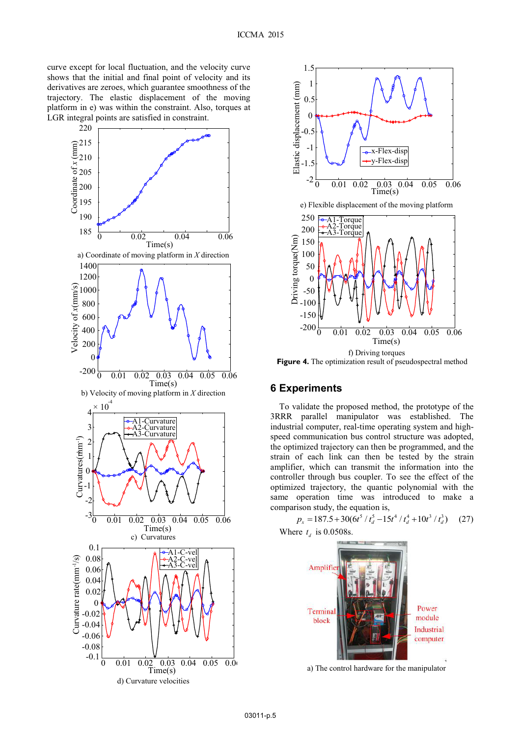curve except for local fluctuation, and the velocity curve shows that the initial and final point of velocity and its derivatives are zeroes, which guarantee smoothness of the trajectory. The elastic displacement of the moving platform in e) was within the constraint. Also, torques at LGR integral points are satisfied in constraint.

a) Coordinate of moving platform in $X$ direction

b) Velocity of moving platform in $X$ direction

c) Curvatures

d) Curvature velocities

e) Flexible displacement of the moving platform

f) Driving torques

**Figure 4.** The optimization result of pseudospectral method

## 6 Experiments

To validate the proposed method, the prototype of the 3RRR parallel manipulator was established. The industrial computer, real-time operating system and high-speed communication bus control structure was adopted, the optimized trajectory can then be programmed, and the strain of each link can then be tested by the strain amplifier, which can transmit the information into the controller through bus coupler. To see the effect of the optimized trajectory, the quantic polynomial with the same operation time was introduced to make a comparison study, the equation is,

$$p_x = 187.5 + 30(6t^5/t_d^5 - 15t^4/t_d^4 + 10t^3/t_d^3) \quad (27)$$

Where $t_d$ is 0.0508s.

a) The control hardware for the manipulator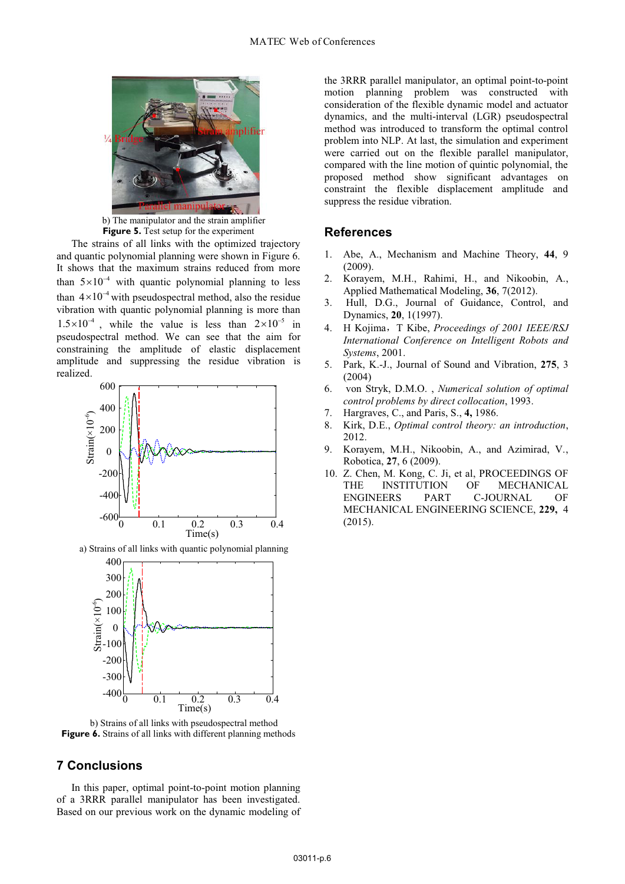b) The manipulator and the strain amplifier

**Figure 5.** Test setup for the experiment

The strains of all links with the optimized trajectory and quantic polynomial planning were shown in Figure 6. It shows that the maximum strains reduced from more than $5\times10^{-4}$ with quantic polynomial planning to less than $4\times10^{-4}$ with pseudospectral method, also the residue vibration with quantic polynomial planning is more than $1.5\times10^{-4}$, while the value is less than $2\times10^{-5}$ in pseudospectral method. We can see that the aim for constraining the amplitude of elastic displacement amplitude and suppressing the residue vibration is realized.

600
400
200
0
-200
-400
-600
Strain($\times10^{-6}$)
0 0.1 0.2 0.3 0.4
Time(s)

a) Strains of all links with quantic polynomial planning

400
300
200
100
0
-100
-200
-300
-400
Strain($\times10^{-6}$)
0 0.1 0.2 0.3 0.4
Time(s)

b) Strains of all links with pseudospectral method

**Figure 6.** Strains of all links with different planning methods

## 7 Conclusions

In this paper, optimal point-to-point motion planning of a 3RRR parallel manipulator has been investigated. Based on our previous work on the dynamic modeling of the 3RRR parallel manipulator, an optimal point-to-point motion planning problem was constructed with consideration of the flexible dynamic model and actuator dynamics, and the multi-interval (LGR) pseudospectral method was introduced to transform the optimal control problem into NLP. At last, the simulation and experiment were carried out on the flexible parallel manipulator, compared with the line motion of quintic polynomial, the proposed method show significant advantages on constraint the flexible displacement amplitude and suppress the residue vibration.

## References

1. Abe, A., Mechanism and Machine Theory, **44**, 9 (2009).
2. Korayem, M.H., Rahimi, H., and Nikoobin, A., Applied Mathematical Modeling, **36**, 7(2012).
3. Hull, D.G., Journal of Guidance, Control, and Dynamics, **20**, 1(1997).
4. H Kojima，T Kibe, *Proceedings of 2001 IEEE/RSJ International Conference on Intelligent Robots and Systems*, 2001.
5. Park, K.-J., Journal of Sound and Vibration, **275**, 3 (2004)
6. von Stryk, D.M.O. , *Numerical solution of optimal control problems by direct collocation*, 1993.
7. Hargraves, C., and Paris, S., **4,** 1986.
8. Kirk, D.E., *Optimal control theory: an introduction*, 2012.
9. Korayem, M.H., Nikoobin, A., and Azimirad, V., Robotica, **27**, 6 (2009).
10. Z. Chen, M. Kong, C. Ji, et al, PROCEEDINGS OF THE INSTITUTION OF MECHANICAL ENGINEERS PART C-JOURNAL OF MECHANICAL ENGINEERING SCIENCE, **229,** 4 (2015).